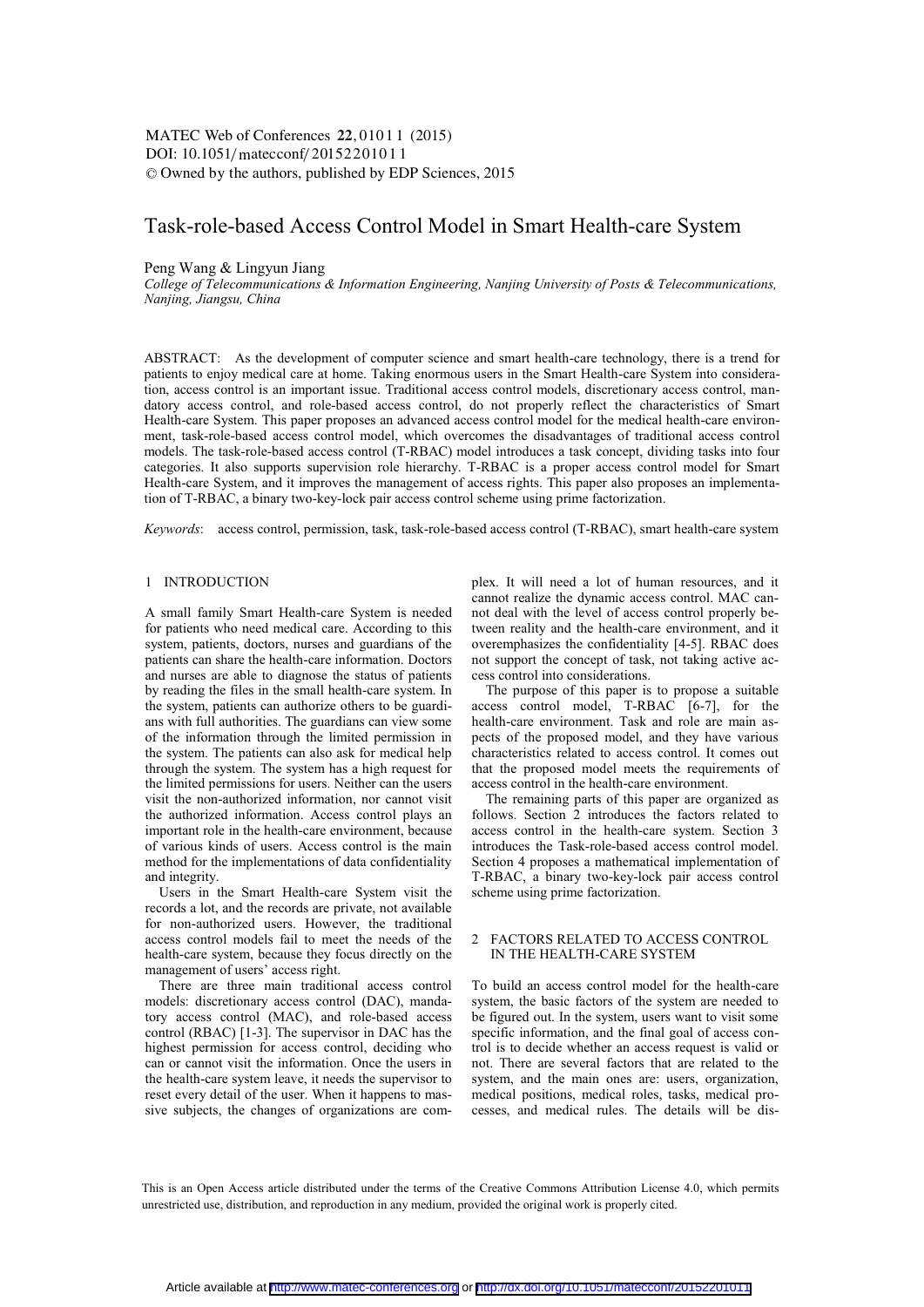# Task-role-based Access Control Model in Smart Health-care System

Peng Wang & Lingyun Jiang

*College of Telecommunications & Information Engineering, Nanjing University of Posts & Telecommunications, Nanjing, Jiangsu, China*

ABSTRACT: As the development of computer science and smart health-care technology, there is a trend for patients to enjoy medical care at home. Taking enormous users in the Smart Health-care System into consideration, access control is an important issue. Traditional access control models, discretionary access control, mandatory access control, and role-based access control, do not properly reflect the characteristics of Smart Health-care System. This paper proposes an advanced access control model for the medical health-care environment, task-role-based access control model, which overcomes the disadvantages of traditional access control models. The task-role-based access control (T-RBAC) model introduces a task concept, dividing tasks into four categories. It also supports supervision role hierarchy. T-RBAC is a proper access control model for Smart Health-care System, and it improves the management of access rights. This paper also proposes an implementation of T-RBAC, a binary two-key-lock pair access control scheme using prime factorization.

*Keywords*: access control, permission, task, task-role-based access control (T-RBAC), smart health-care system

## 1 INTRODUCTION

A small family Smart Health-care System is needed for patients who need medical care. According to this system, patients, doctors, nurses and guardians of the patients can share the health-care information. Doctors and nurses are able to diagnose the status of patients by reading the files in the small health-care system. In the system, patients can authorize others to be guardians with full authorities. The guardians can view some of the information through the limited permission in the system. The patients can also ask for medical help through the system. The system has a high request for the limited permissions for users. Neither can the users visit the non-authorized information, nor cannot visit the authorized information. Access control plays an important role in the health-care environment, because of various kinds of users. Access control is the main method for the implementations of data confidentiality and integrity.

Users in the Smart Health-care System visit the records a lot, and the records are private, not available for non-authorized users. However, the traditional access control models fail to meet the needs of the health-care system, because they focus directly on the management of users' access right.

There are three main traditional access control models: discretionary access control (DAC), mandatory access control (MAC), and role-based access control (RBAC) [1-3]. The supervisor in DAC has the highest permission for access control, deciding who can or cannot visit the information. Once the users in the health-care system leave, it needs the supervisor to reset every detail of the user. When it happens to massive subjects, the changes of organizations are complex. It will need a lot of human resources, and it cannot realize the dynamic access control. MAC cannot deal with the level of access control properly between reality and the health-care environment, and it overemphasizes the confidentiality [4-5]. RBAC does not support the concept of task, not taking active access control into considerations.

The purpose of this paper is to propose a suitable access control model, T-RBAC [6-7], for the health-care environment. Task and role are main aspects of the proposed model, and they have various characteristics related to access control. It comes out that the proposed model meets the requirements of access control in the health-care environment.

The remaining parts of this paper are organized as follows. Section 2 introduces the factors related to access control in the health-care system. Section 3 introduces the Task-role-based access control model. Section 4 proposes a mathematical implementation of T-RBAC, a binary two-key-lock pair access control scheme using prime factorization.

## 2 FACTORS RELATED TO ACCESS CONTROL IN THE HEALTH-CARE SYSTEM

To build an access control model for the health-care system, the basic factors of the system are needed to be figured out. In the system, users want to visit some specific information, and the final goal of access control is to decide whether an access request is valid or not. There are several factors that are related to the system, and the main ones are: users, organization, medical positions, medical roles, tasks, medical processes, and medical rules. The details will be dis-

This is an Open Access article distributed under the terms of the Creative Commons Attribution License 4.0, which permits unrestricted use, distribution, and reproduction in any medium, provided the original work is properly cited.

Article available at http://www.matec-conferences.org or http://dx.doi.org/10.1051/matecconf/20152201011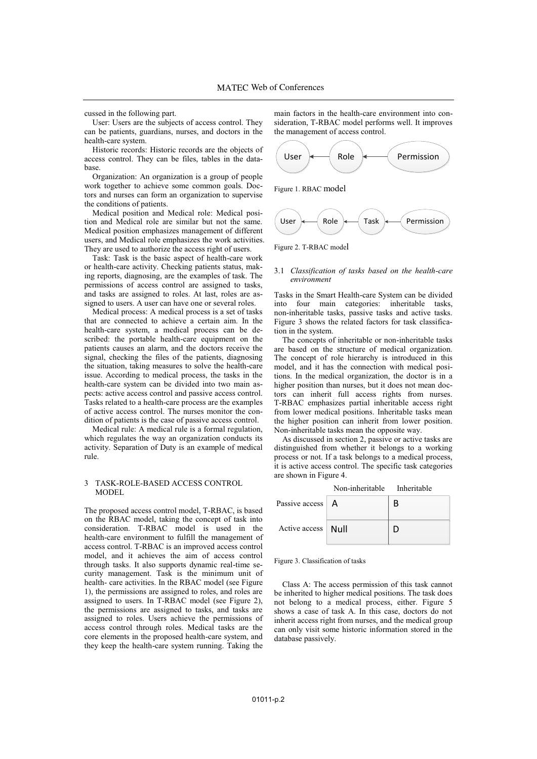cussed in the following part.

User: Users are the subjects of access control. They can be patients, guardians, nurses, and doctors in the health-care system.

Historic records: Historic records are the objects of access control. They can be files, tables in the database.

Organization: An organization is a group of people work together to achieve some common goals. Doctors and nurses can form an organization to supervise the conditions of patients.

Medical position and Medical role: Medical position and Medical role are similar but not the same. Medical position emphasizes management of different users, and Medical role emphasizes the work activities. They are used to authorize the access right of users.

Task: Task is the basic aspect of health-care work or health-care activity. Checking patients status, making reports, diagnosing, are the examples of task. The permissions of access control are assigned to tasks, and tasks are assigned to roles. At last, roles are assigned to users. A user can have one or several roles.

Medical process: A medical process is a set of tasks that are connected to achieve a certain aim. In the health-care system, a medical process can be described: the portable health-care equipment on the patients causes an alarm, and the doctors receive the signal, checking the files of the patients, diagnosing the situation, taking measures to solve the health-care issue. According to medical process, the tasks in the health-care system can be divided into two main aspects: active access control and passive access control. Tasks related to a health-care process are the examples of active access control. The nurses monitor the condition of patients is the case of passive access control.

Medical rule: A medical rule is a formal regulation, which regulates the way an organization conducts its activity. Separation of Duty is an example of medical rule.

## 3 TASK-ROLE-BASED ACCESS CONTROL MODEL

The proposed access control model, T-RBAC, is based on the RBAC model, taking the concept of task into consideration. T-RBAC model is used in the health-care environment to fulfill the management of access control. T-RBAC is an improved access control model, and it achieves the aim of access control through tasks. It also supports dynamic real-time security management. Task is the minimum unit of health- care activities. In the RBAC model (see Figure 1), the permissions are assigned to roles, and roles are assigned to users. In T-RBAC model (see Figure 2), the permissions are assigned to tasks, and tasks are assigned to roles. Users achieve the permissions of access control through roles. Medical tasks are the core elements in the proposed health-care system, and they keep the health-care system running. Taking the main factors in the health-care environment into consideration, T-RBAC model performs well. It improves the management of access control.

User ← Role ← Permission

Figure 1. RBAC model

User ← Role ← Task ← Permission

Figure 2. T-RBAC model

### 3.1 *Classification of tasks based on the health-care environment*

Tasks in the Smart Health-care System can be divided into four main categories: inheritable tasks, non-inheritable tasks, passive tasks and active tasks. Figure 3 shows the related factors for task classification in the system.

The concepts of inheritable or non-inheritable tasks are based on the structure of medical organization. The concept of role hierarchy is introduced in this model, and it has the connection with medical positions. In the medical organization, the doctor is in a higher position than nurses, but it does not mean doctors can inherit full access rights from nurses. T-RBAC emphasizes partial inheritable access right from lower medical positions. Inheritable tasks mean the higher position can inherit from lower position. Non-inheritable tasks mean the opposite way.

As discussed in section 2, passive or active tasks are distinguished from whether it belongs to a working process or not. If a task belongs to a medical process, it is active access control. The specific task categories are shown in Figure 4.

| | Non-inheritable | Inheritable |
|---|---|---|
| Passive access | A | B |
| Active access | Null | D |

Figure 3. Classification of tasks

Class A: The access permission of this task cannot be inherited to higher medical positions. The task does not belong to a medical process, either. Figure 5 shows a case of task A. In this case, doctors do not inherit access right from nurses, and the medical group can only visit some historic information stored in the database passively.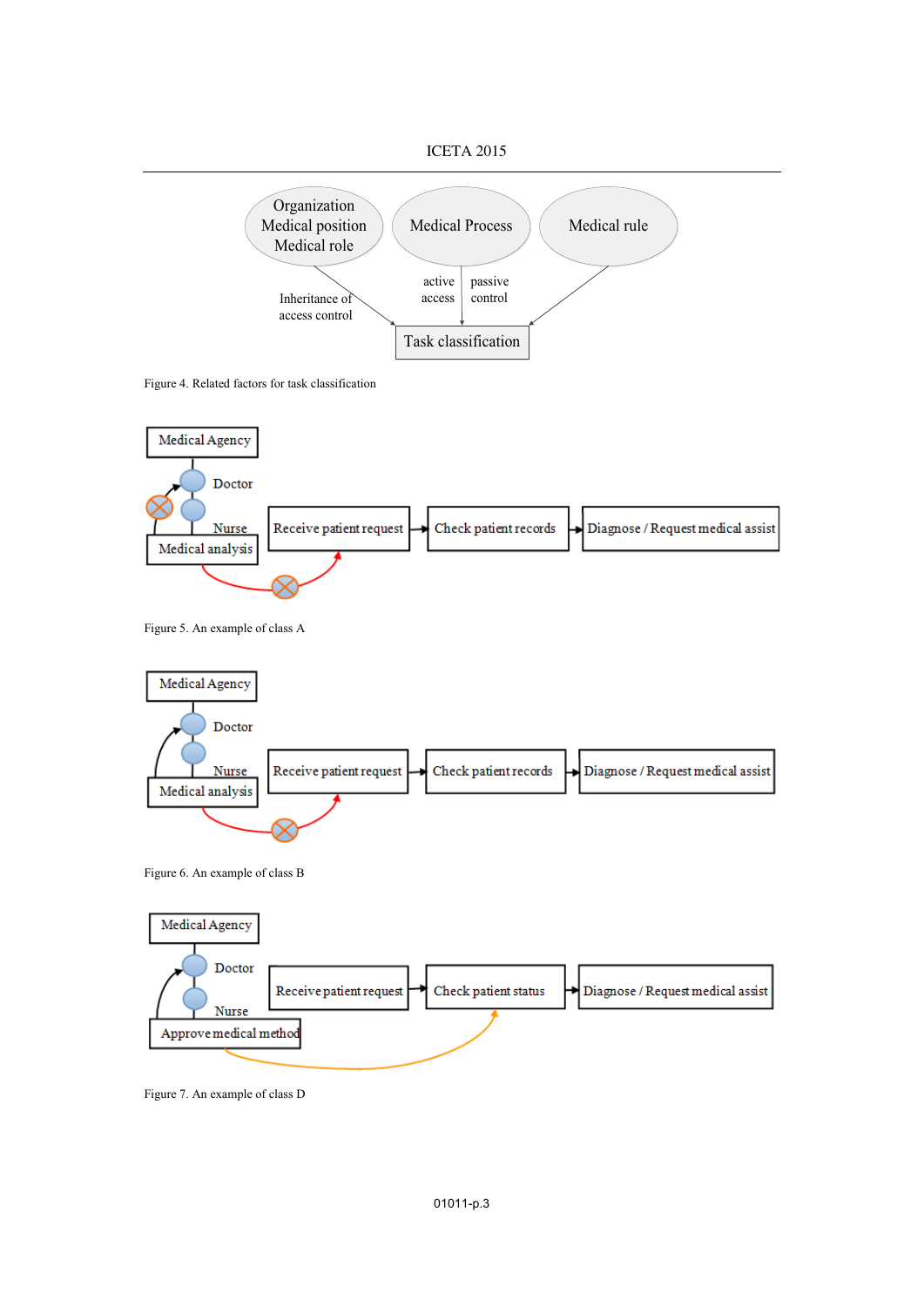Figure 4. Related factors for task classification

Figure 5. An example of class A

Figure 6. An example of class B

Figure 7. An example of class D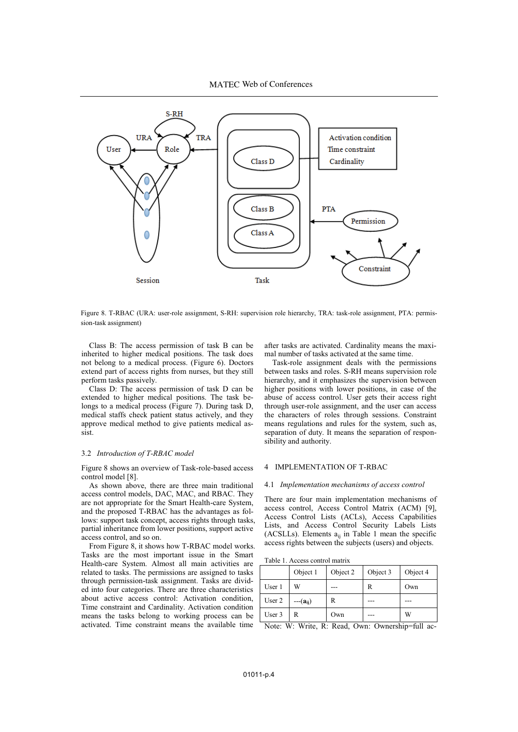Figure 8. T-RBAC (URA: user-role assignment, S-RH: supervision role hierarchy, TRA: task-role assignment, PTA: permission-task assignment)

Class B: The access permission of task B can be inherited to higher medical positions. The task does not belong to a medical process. (Figure 6). Doctors extend part of access rights from nurses, but they still perform tasks passively.

Class D: The access permission of task D can be extended to higher medical positions. The task belongs to a medical process (Figure 7). During task D, medical staffs check patient status actively, and they approve medical method to give patients medical assist.

### 3.2 *Introduction of T-RBAC model*

Figure 8 shows an overview of Task-role-based access control model [8].

As shown above, there are three main traditional access control models, DAC, MAC, and RBAC. They are not appropriate for the Smart Health-care System, and the proposed T-RBAC has the advantages as follows: support task concept, access rights through tasks, partial inheritance from lower positions, support active access control, and so on.

From Figure 8, it shows how T-RBAC model works. Tasks are the most important issue in the Smart Health-care System. Almost all main activities are related to tasks. The permissions are assigned to tasks through permission-task assignment. Tasks are divided into four categories. There are three characteristics about active access control: Activation condition, Time constraint and Cardinality. Activation condition means the tasks belong to working process can be activated. Time constraint means the available time after tasks are activated. Cardinality means the maximal number of tasks activated at the same time.

Task-role assignment deals with the permissions between tasks and roles. S-RH means supervision role hierarchy, and it emphasizes the supervision between higher positions with lower positions, in case of the abuse of access control. User gets their access right through user-role assignment, and the user can access the characters of roles through sessions. Constraint means regulations and rules for the system, such as, separation of duty. It means the separation of responsibility and authority.

## 4 IMPLEMENTATION OF T-RBAC

### 4.1 *Implementation mechanisms of access control*

There are four main implementation mechanisms of access control, Access Control Matrix (ACM) [9], Access Control Lists (ACLs), Access Capabilities Lists, and Access Control Security Labels Lists (ACSLLs). Elements $a_{ij}$ in Table 1 mean the specific access rights between the subjects (users) and objects.

Table 1. Access control matrix

| | Object 1 | Object 2 | Object 3 | Object 4 |
|---|---|---|---|---|
| User 1 | W | --- | R | Own |
| User 2 | ---($a_{ij}$) | R | --- | --- |
| User 3 | R | Own | --- | W |

Note: W: Write, R: Read, Own: Ownership=full ac-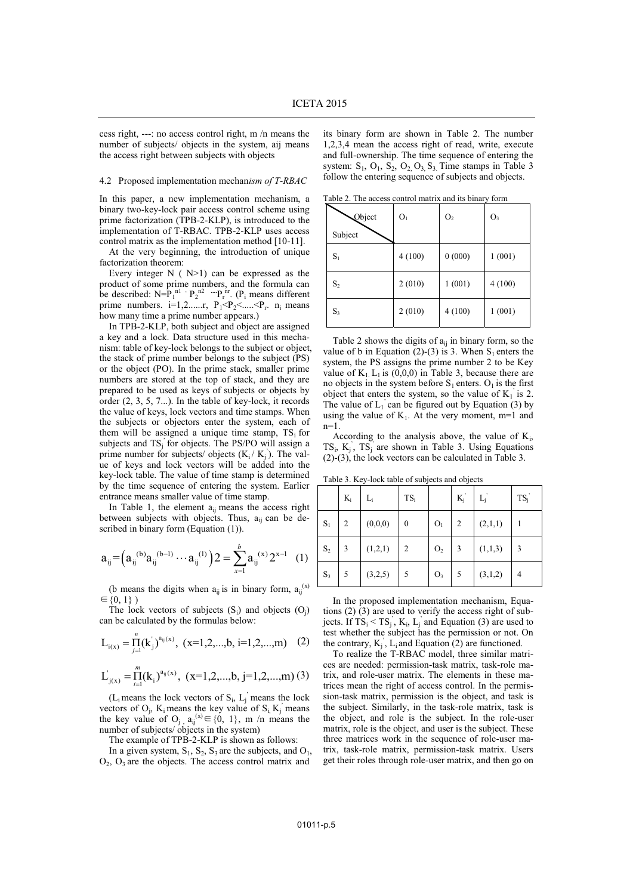cess right, ---: no access control right, m /n means the number of subjects/ objects in the system, aij means the access right between subjects with objects

### 4.2 Proposed implementation mechan*ism of T-RBAC*

In this paper, a new implementation mechanism, a binary two-key-lock pair access control scheme using prime factorization (TPB-2-KLP), is introduced to the implementation of T-RBAC. TPB-2-KLP uses access control matrix as the implementation method [10-11].

At the very beginning, the introduction of unique factorization theorem:

Every integer N ( N>1) can be expressed as the product of some prime numbers, and the formula can be described: $N=P_1^{n1} \cdot P_2^{n2} \cdots P_r^{nr}$. ($P_i$ means different prime numbers. $i=1,2......r$, $P_1<P_2<.....<P_r$. $n_i$ means how many time a prime number appears.)

In TPB-2-KLP, both subject and object are assigned a key and a lock. Data structure used in this mechanism: table of key-lock belongs to the subject or object, the stack of prime number belongs to the subject (PS) or the object (PO). In the prime stack, smaller prime numbers are stored at the top of stack, and they are prepared to be used as keys of subjects or objects by order (2, 3, 5, 7...). In the table of key-lock, it records the value of keys, lock vectors and time stamps. When the subjects or objectors enter the system, each of them will be assigned a unique time stamp, $TS_i$ for subjects and $TS_j^{'}$ for objects. The PS/PO will assign a prime number for subjects/ objects ($K_i$ / $K_j^{'}$). The value of keys and lock vectors will be added into the key-lock table. The value of time stamp is determined by the time sequence of entering the system. Earlier entrance means smaller value of time stamp.

In Table 1, the element $a_{ij}$ means the access right between subjects with objects. Thus, $a_{ij}$ can be described in binary form (Equation (1)).

$$a_{ij} = \left(a_{ij}^{(b)} a_{ij}^{(b-1)} \cdots a_{ij}^{(1)}\right)2 = \sum_{x=1}^{b} a_{ij}^{(x)} 2^{x-1} \quad (1)$$

(b means the digits when $a_{ij}$ is in binary form, $a_{ij}^{(x)} \in \{0, 1\}$ )

The lock vectors of subjects ($S_i$) and objects ($O_j$) can be calculated by the formulas below:

$$L_{i(x)} = \prod_{j=1}^{n} (k_j^{'})^{a_{ij}(x)}, \ (x=1,2,...,b, \ i=1,2,...,m) \quad (2)$$

$$L_{j(x)}^{'} = \prod_{i=1}^{m} (k_i)^{a_{ij}(x)}, \ (x=1,2,...,b, \ j=1,2,...,m) \quad (3)$$

($L_i$ means the lock vectors of $S_i$, $L_j^{'}$ means the lock vectors of $O_j$, $K_i$ means the key value of $S_i$, $K_j^{'}$ means the key value of $O_j$, $a_{ij}^{(x)} \in \{0, 1\}$, m /n means the number of subjects/ objects in the system)

The example of TPB-2-KLP is shown as follows:

In a given system, $S_1$, $S_2$, $S_3$ are the subjects, and $O_1$, $O_2$, $O_3$ are the objects. The access control matrix and its binary form are shown in Table 2. The number 1,2,3,4 mean the access right of read, write, execute and full-ownership. The time sequence of entering the system: $S_1$, $O_1$, $S_2$, $O_2$, $O_3$, $S_3$. Time stamps in Table 3 follow the entering sequence of subjects and objects.

Table 2. The access control matrix and its binary form

| Subject \ Object | $O_1$ | $O_2$ | $O_3$ |
|---|---|---|---|
| $S_1$ | 4 (100) | 0 (000) | 1 (001) |
| $S_2$ | 2 (010) | 1 (001) | 4 (100) |
| $S_3$ | 2 (010) | 4 (100) | 1 (001) |

Table 2 shows the digits of $a_{ij}$ in binary form, so the value of b in Equation (2)-(3) is 3. When $S_1$ enters the system, the PS assigns the prime number 2 to be Key value of $K_1$. $L_1$ is (0,0,0) in Table 3, because there are no objects in the system before $S_1$ enters. $O_1$ is the first object that enters the system, so the value of $K_1^{'}$ is 2. The value of $L_1^{'}$ can be figured out by Equation (3) by using the value of $K_1$. At the very moment, m=1 and n=1.

According to the analysis above, the value of $K_i$, $TS_i$, $K_j^{'}$, $TS_j^{'}$ are shown in Table 3. Using Equations (2)-(3), the lock vectors can be calculated in Table 3.

Table 3. Key-lock table of subjects and objects

| | $K_i$ | $L_i$ | $TS_i$ | | $K_j^{'}$ | $L_j^{'}$ | $TS_j^{'}$ |
|---|---|---|---|---|---|---|---|
| $S_1$ | 2 | (0,0,0) | 0 | $O_1$ | 2 | (2,1,1) | 1 |
| $S_2$ | 3 | (1,2,1) | 2 | $O_2$ | 3 | (1,1,3) | 3 |
| $S_3$ | 5 | (3,2,5) | 5 | $O_3$ | 5 | (3,1,2) | 4 |

In the proposed implementation mechanism, Equations (2) (3) are used to verify the access right of subjects. If $TS_i < TS_j^{'}$, $K_i$, $L_j^{'}$ and Equation (3) are used to test whether the subject has the permission or not. On the contrary, $K_j^{'}$, $L_i$ and Equation (2) are functioned.

To realize the T-RBAC model, three similar matrices are needed: permission-task matrix, task-role matrix, and role-user matrix. The elements in these matrices mean the right of access control. In the permission-task matrix, permission is the object, and task is the subject. Similarly, in the task-role matrix, task is the object, and role is the subject. In the role-user matrix, role is the object, and user is the subject. These three matrices work in the sequence of role-user matrix, task-role matrix, permission-task matrix. Users get their roles through role-user matrix, and then go on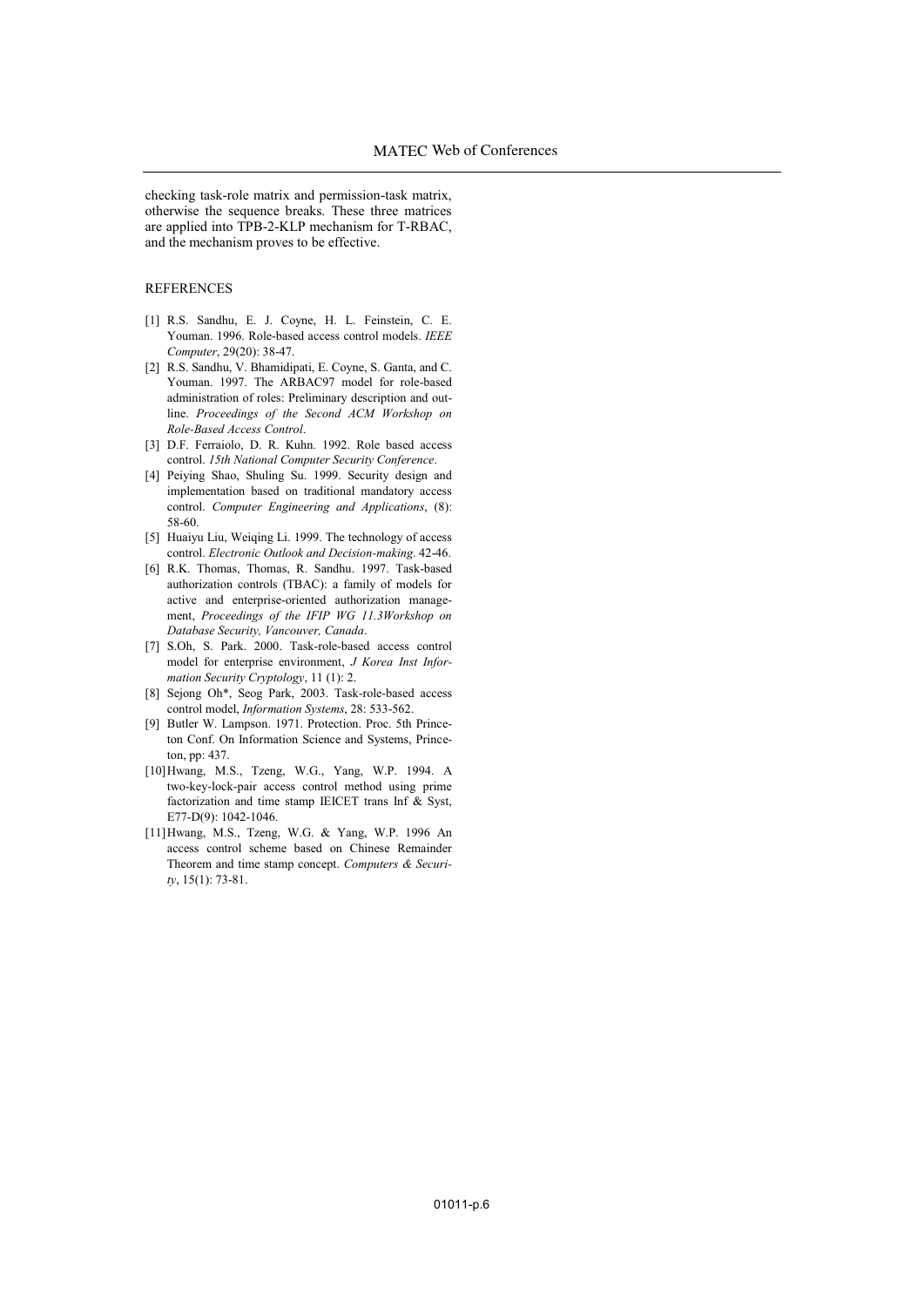checking task-role matrix and permission-task matrix, otherwise the sequence breaks. These three matrices are applied into TPB-2-KLP mechanism for T-RBAC, and the mechanism proves to be effective.

## REFERENCES

[1] R.S. Sandhu, E. J. Coyne, H. L. Feinstein, C. E. Youman. 1996. Role-based access control models. *IEEE Computer*, 29(20): 38-47.

[2] R.S. Sandhu, V. Bhamidipati, E. Coyne, S. Ganta, and C. Youman. 1997. The ARBAC97 model for role-based administration of roles: Preliminary description and outline. *Proceedings of the Second ACM Workshop on Role-Based Access Control*.

[3] D.F. Ferraiolo, D. R. Kuhn. 1992. Role based access control. *15th National Computer Security Conference*.

[4] Peiying Shao, Shuling Su. 1999. Security design and implementation based on traditional mandatory access control. *Computer Engineering and Applications*, (8): 58-60.

[5] Huaiyu Liu, Weiqing Li. 1999. The technology of access control. *Electronic Outlook and Decision-making*. 42-46.

[6] R.K. Thomas, Thomas, R. Sandhu. 1997. Task-based authorization controls (TBAC): a family of models for active and enterprise-oriented authorization management, *Proceedings of the IFIP WG 11.3Workshop on Database Security, Vancouver, Canada*.

[7] S.Oh, S. Park. 2000. Task-role-based access control model for enterprise environment, *J Korea Inst Information Security Cryptology*, 11 (1): 2.

[8] Sejong Oh*, Seog Park, 2003. Task-role-based access control model, *Information Systems*, 28: 533-562.

[9] Butler W. Lampson. 1971. Protection. Proc. 5th Princeton Conf. On Information Science and Systems, Princeton, pp: 437.

[10] Hwang, M.S., Tzeng, W.G., Yang, W.P. 1994. A two-key-lock-pair access control method using prime factorization and time stamp IEICET trans Inf & Syst, E77-D(9): 1042-1046.

[11] Hwang, M.S., Tzeng, W.G. & Yang, W.P. 1996 An access control scheme based on Chinese Remainder Theorem and time stamp concept. *Computers & Security*, 15(1): 73-81.